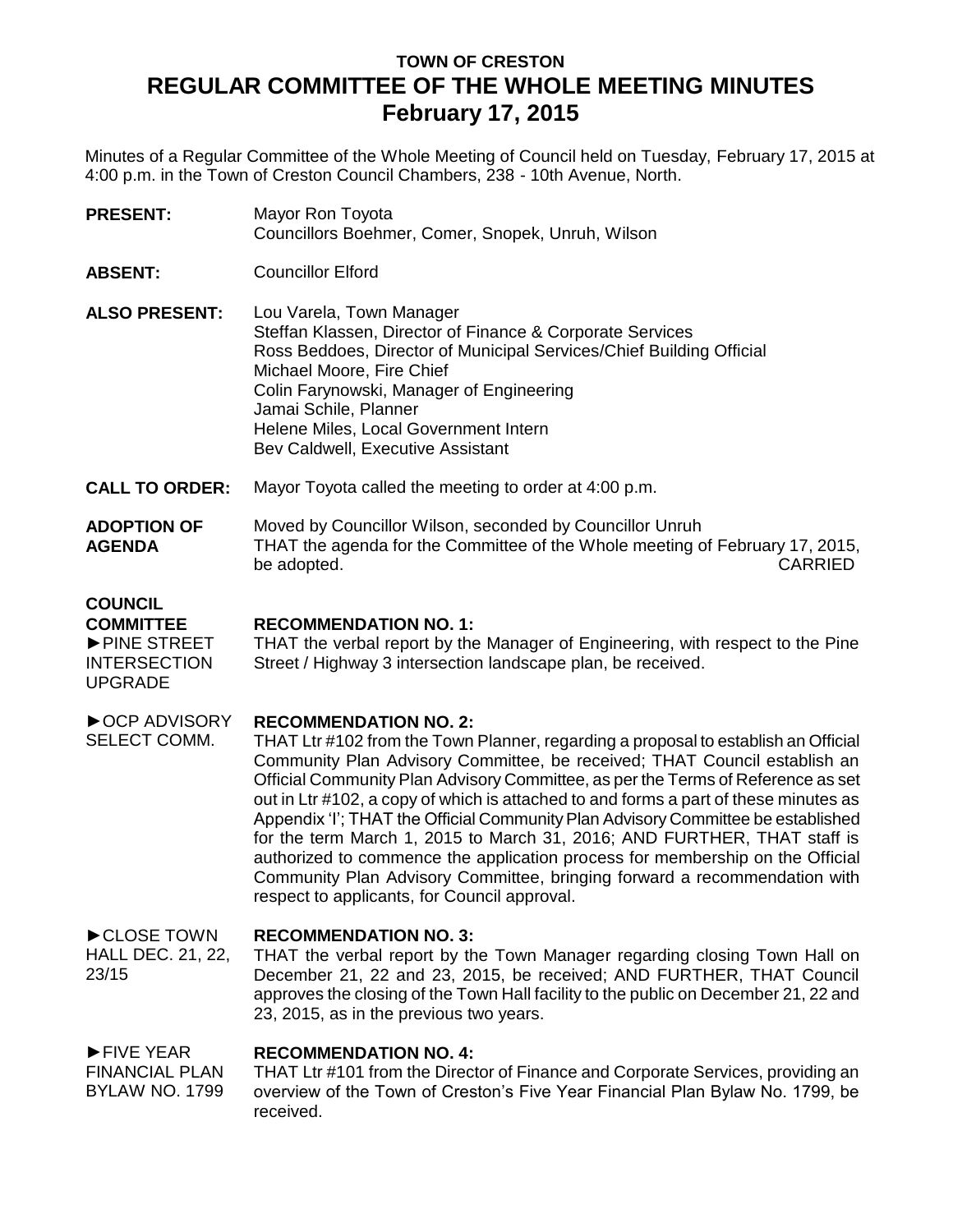# TOWN OF CRESTON
# REGULAR COMMITTEE OF THE WHOLE MEETING MINUTES
# February 17, 2015

Minutes of a Regular Committee of the Whole Meeting of Council held on Tuesday, February 17, 2015 at 4:00 p.m. in the Town of Creston Council Chambers, 238 - 10th Avenue, North.

**PRESENT:** Mayor Ron Toyota
Councillors Boehmer, Comer, Snopek, Unruh, Wilson

**ABSENT:** Councillor Elford

**ALSO PRESENT:** Lou Varela, Town Manager
Steffan Klassen, Director of Finance & Corporate Services
Ross Beddoes, Director of Municipal Services/Chief Building Official
Michael Moore, Fire Chief
Colin Farynowski, Manager of Engineering
Jamai Schile, Planner
Helene Miles, Local Government Intern
Bev Caldwell, Executive Assistant

**CALL TO ORDER:** Mayor Toyota called the meeting to order at 4:00 p.m.

**ADOPTION OF AGENDA**
Moved by Councillor Wilson, seconded by Councillor Unruh
THAT the agenda for the Committee of the Whole meeting of February 17, 2015, be adopted. CARRIED

**COUNCIL COMMITTEE**

►PINE STREET INTERSECTION UPGRADE

**RECOMMENDATION NO. 1:**
THAT the verbal report by the Manager of Engineering, with respect to the Pine Street / Highway 3 intersection landscape plan, be received.

►OCP ADVISORY SELECT COMM.

**RECOMMENDATION NO. 2:**
THAT Ltr #102 from the Town Planner, regarding a proposal to establish an Official Community Plan Advisory Committee, be received; THAT Council establish an Official Community Plan Advisory Committee, as per the Terms of Reference as set out in Ltr #102, a copy of which is attached to and forms a part of these minutes as Appendix 'I'; THAT the Official Community Plan Advisory Committee be established for the term March 1, 2015 to March 31, 2016; AND FURTHER, THAT staff is authorized to commence the application process for membership on the Official Community Plan Advisory Committee, bringing forward a recommendation with respect to applicants, for Council approval.

►CLOSE TOWN HALL DEC. 21, 22, 23/15

**RECOMMENDATION NO. 3:**
THAT the verbal report by the Town Manager regarding closing Town Hall on December 21, 22 and 23, 2015, be received; AND FURTHER, THAT Council approves the closing of the Town Hall facility to the public on December 21, 22 and 23, 2015, as in the previous two years.

►FIVE YEAR FINANCIAL PLAN BYLAW NO. 1799

**RECOMMENDATION NO. 4:**
THAT Ltr #101 from the Director of Finance and Corporate Services, providing an overview of the Town of Creston's Five Year Financial Plan Bylaw No. 1799, be received.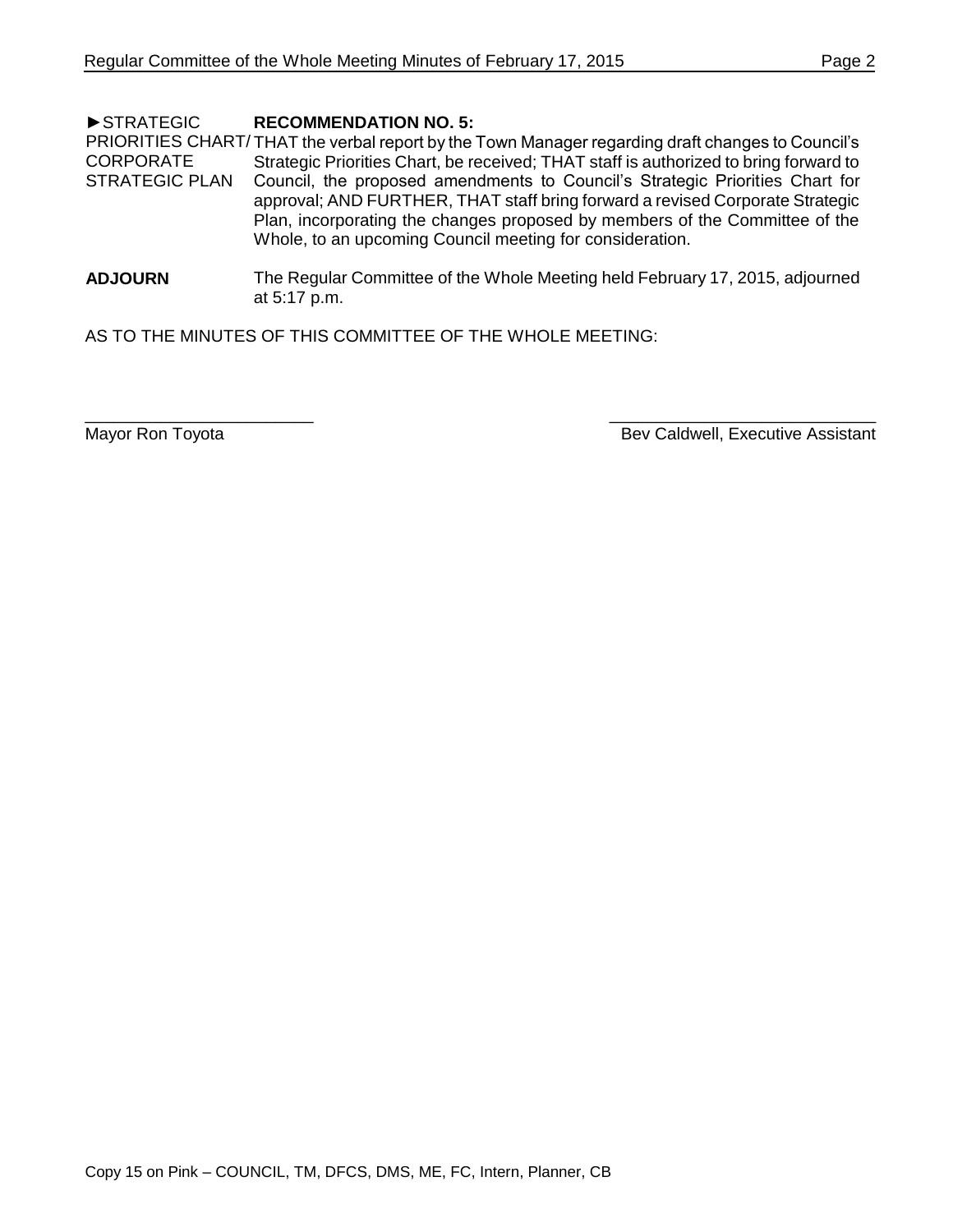►STRATEGIC PRIORITIES CHART/ CORPORATE STRATEGIC PLAN

**RECOMMENDATION NO. 5:**
THAT the verbal report by the Town Manager regarding draft changes to Council's Strategic Priorities Chart, be received; THAT staff is authorized to bring forward to Council, the proposed amendments to Council's Strategic Priorities Chart for approval; AND FURTHER, THAT staff bring forward a revised Corporate Strategic Plan, incorporating the changes proposed by members of the Committee of the Whole, to an upcoming Council meeting for consideration.

**ADJOURN**

The Regular Committee of the Whole Meeting held February 17, 2015, adjourned at 5:17 p.m.

AS TO THE MINUTES OF THIS COMMITTEE OF THE WHOLE MEETING:

\_\_\_\_\_\_\_\_\_\_\_\_\_\_\_\_\_\_\_\_\_\_\_\_
Mayor Ron Toyota

\_\_\_\_\_\_\_\_\_\_\_\_\_\_\_\_\_\_\_\_\_\_\_\_
Bev Caldwell, Executive Assistant

Copy 15 on Pink – COUNCIL, TM, DFCS, DMS, ME, FC, Intern, Planner, CB